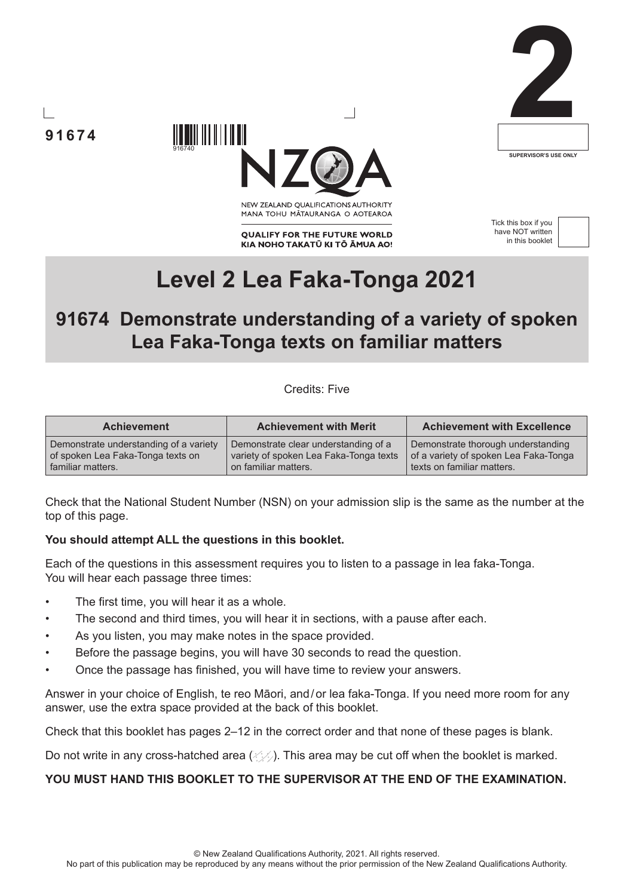91674

916740

NEW ZEALAND QUALIFICATIONS AUTHORITY
MANA TOHU MĀTAURANGA O AOTEAROA

QUALIFY FOR THE FUTURE WORLD
KIA NOHO TAKATŪ KI TŌ ĀMUA AO!

**2**

SUPERVISOR'S USE ONLY

Tick this box if you have NOT written in this booklet

# Level 2 Lea Faka-Tonga 2021

## 91674 Demonstrate understanding of a variety of spoken Lea Faka-Tonga texts on familiar matters

Credits: Five

| Achievement | Achievement with Merit | Achievement with Excellence |
|---|---|---|
| Demonstrate understanding of a variety of spoken Lea Faka-Tonga texts on familiar matters. | Demonstrate clear understanding of a variety of spoken Lea Faka-Tonga texts on familiar matters. | Demonstrate thorough understanding of a variety of spoken Lea Faka-Tonga texts on familiar matters. |

Check that the National Student Number (NSN) on your admission slip is the same as the number at the top of this page.

**You should attempt ALL the questions in this booklet.**

Each of the questions in this assessment requires you to listen to a passage in lea faka-Tonga. You will hear each passage three times:

- The first time, you will hear it as a whole.
- The second and third times, you will hear it in sections, with a pause after each.
- As you listen, you may make notes in the space provided.
- Before the passage begins, you will have 30 seconds to read the question.
- Once the passage has finished, you will have time to review your answers.

Answer in your choice of English, te reo Māori, and/or lea faka-Tonga. If you need more room for any answer, use the extra space provided at the back of this booklet.

Check that this booklet has pages 2–12 in the correct order and that none of these pages is blank.

Do not write in any cross-hatched area. This area may be cut off when the booklet is marked.

**YOU MUST HAND THIS BOOKLET TO THE SUPERVISOR AT THE END OF THE EXAMINATION.**

© New Zealand Qualifications Authority, 2021. All rights reserved.
No part of this publication may be reproduced by any means without the prior permission of the New Zealand Qualifications Authority.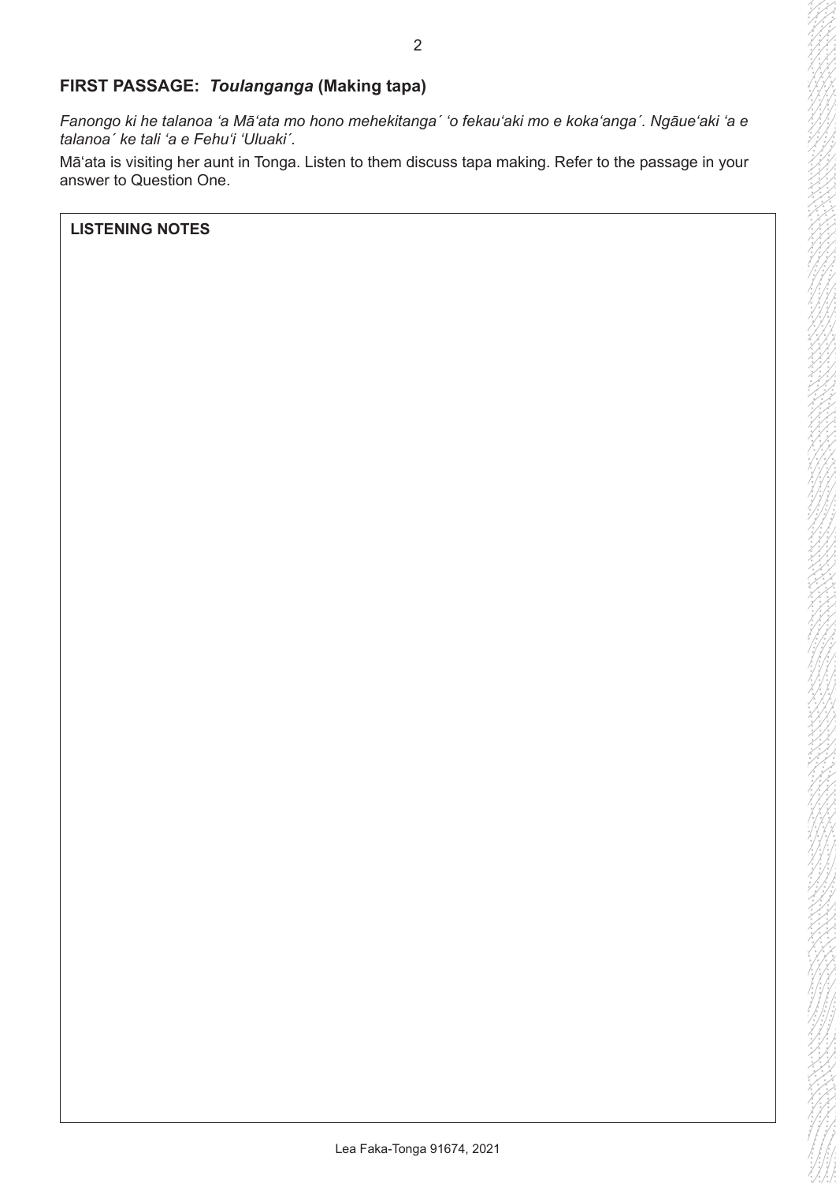## FIRST PASSAGE: *Toulanganga* (Making tapa)

*Fanongo ki he talanoa ʻa Māʻata mo hono mehekitanga´ ʻo fekauʻaki mo e kokaʻanga´. Ngāueʻaki ʻa e talanoa´ ke tali ʻa e Fehuʻi ʻUluaki´.*

Māʻata is visiting her aunt in Tonga. Listen to them discuss tapa making. Refer to the passage in your answer to Question One.

| LISTENING NOTES |
| --- |
| |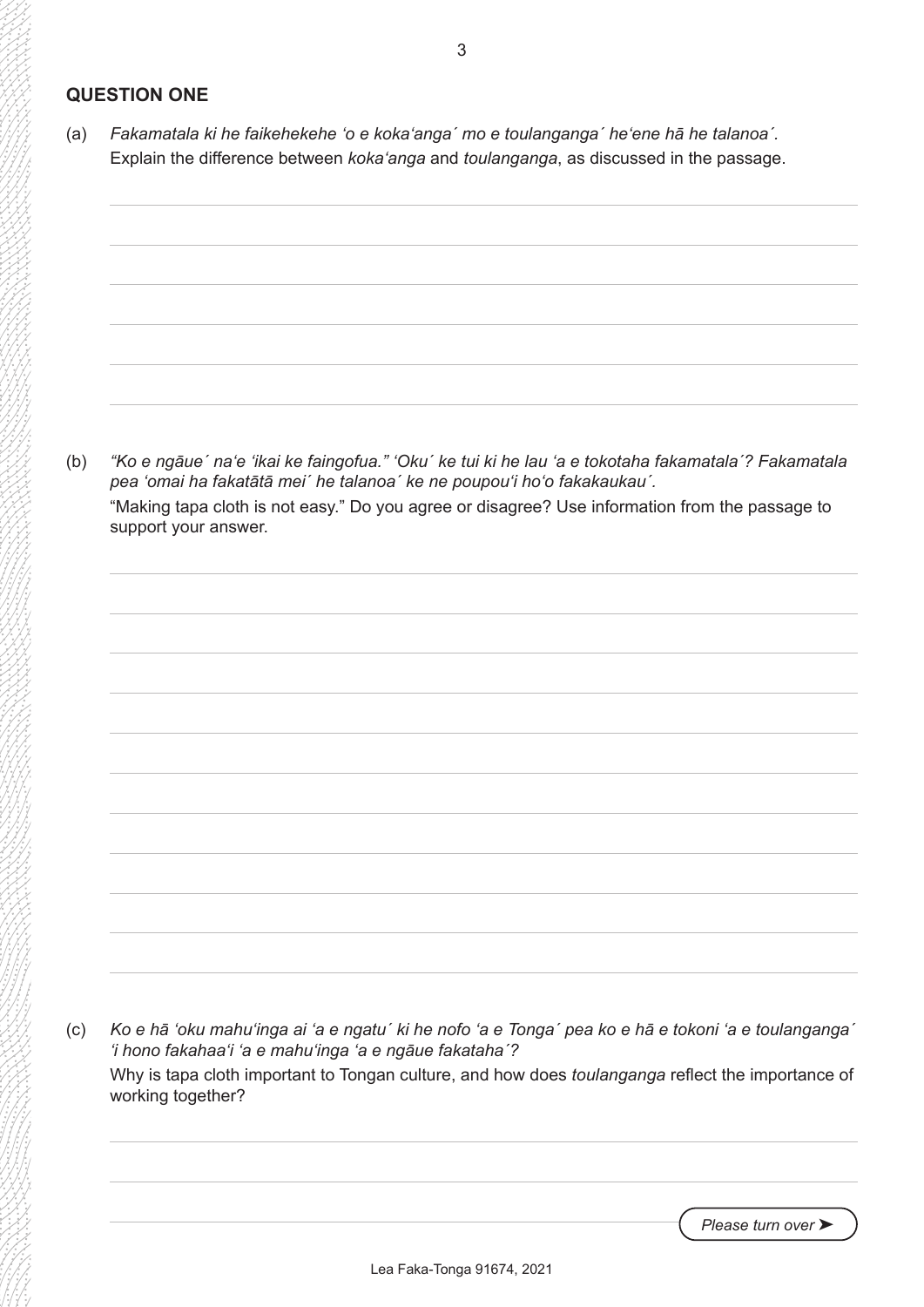## QUESTION ONE

(a) *Fakamatala ki he faikehekehe ʻo e kokaʻanga´ mo e toulanganga´ heʻene hā he talanoa´.*
Explain the difference between *kokaʻanga* and *toulanganga*, as discussed in the passage.

(b) *"Ko e ngāue´ naʻe ʻikai ke faingofua." ʻOku´ ke tui ki he lau ʻa e tokotaha fakamatala´? Fakamatala pea ʻomai ha fakatātā mei´ he talanoa´ ke ne poupouʻi hoʻo fakakaukau´.*
"Making tapa cloth is not easy." Do you agree or disagree? Use information from the passage to support your answer.

(c) *Ko e hā ʻoku mahuʻinga ai ʻa e ngatu´ ki he nofo ʻa e Tonga´ pea ko e hā e tokoni ʻa e toulanganga´ ʻi hono fakahaaʻi ʻa e mahuʻinga ʻa e ngāue fakataha´?*
Why is tapa cloth important to Tongan culture, and how does *toulanganga* reflect the importance of working together?

*Please turn over ➤*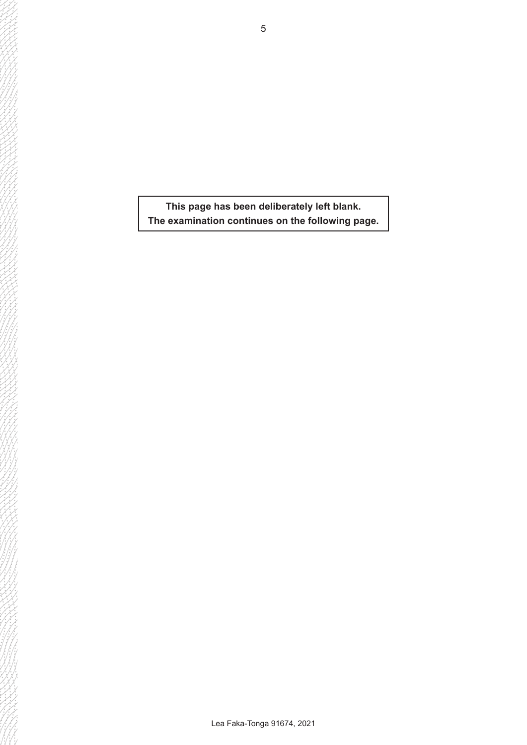**This page has been deliberately left blank.**
**The examination continues on the following page.**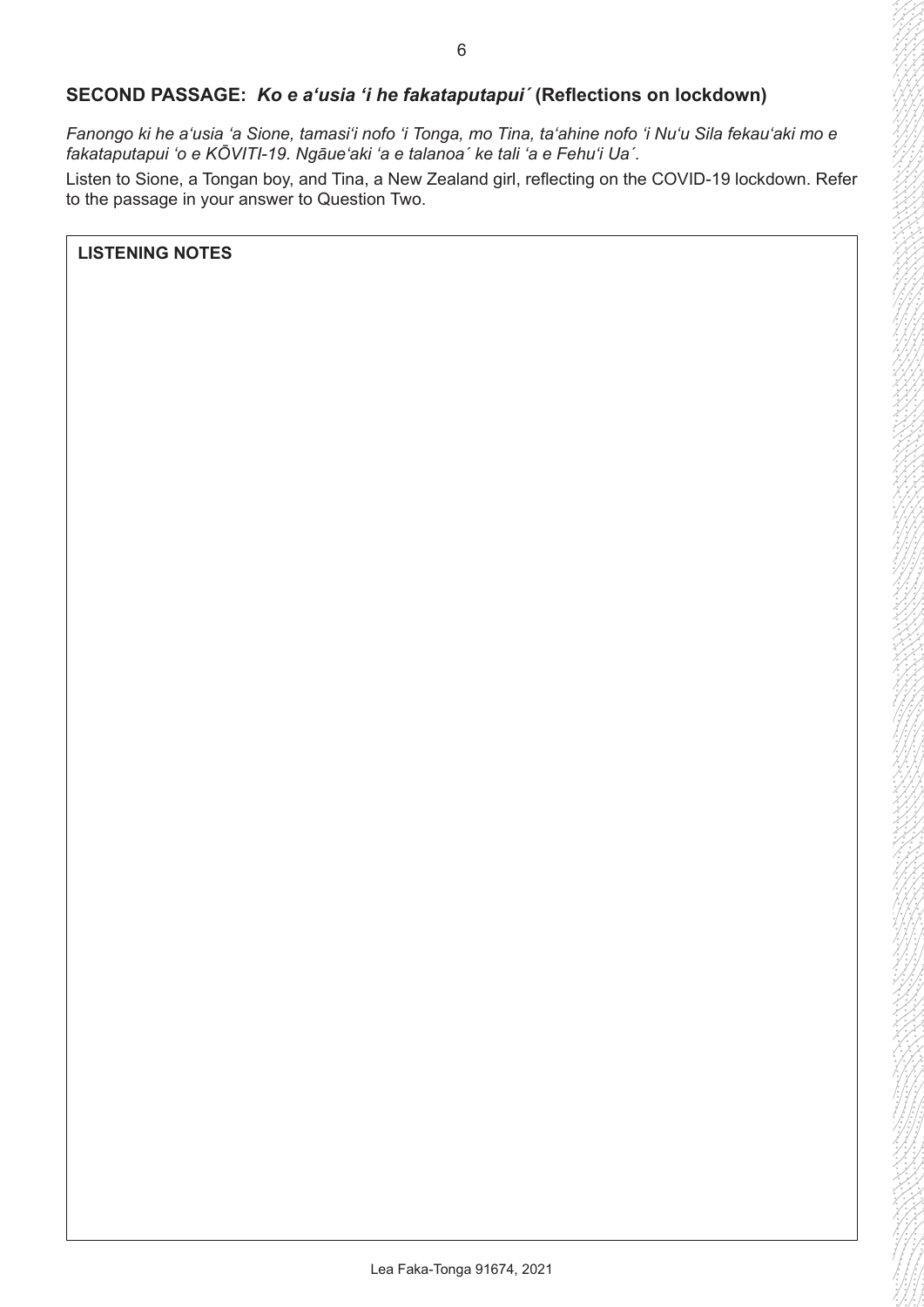## SECOND PASSAGE: *Ko e a‘usia ‘i he fakataputapui´* (Reflections on lockdown)

*Fanongo ki he a‘usia ‘a Sione, tamasi‘i nofo ‘i Tonga, mo Tina, ta‘ahine nofo ‘i Nu‘u Sila fekau‘aki mo e fakataputapui ‘o e KŌVITI-19. Ngāue‘aki ‘a e talanoa´ ke tali ‘a e Fehu‘i Ua´.*

Listen to Sione, a Tongan boy, and Tina, a New Zealand girl, reflecting on the COVID-19 lockdown. Refer to the passage in your answer to Question Two.

**LISTENING NOTES**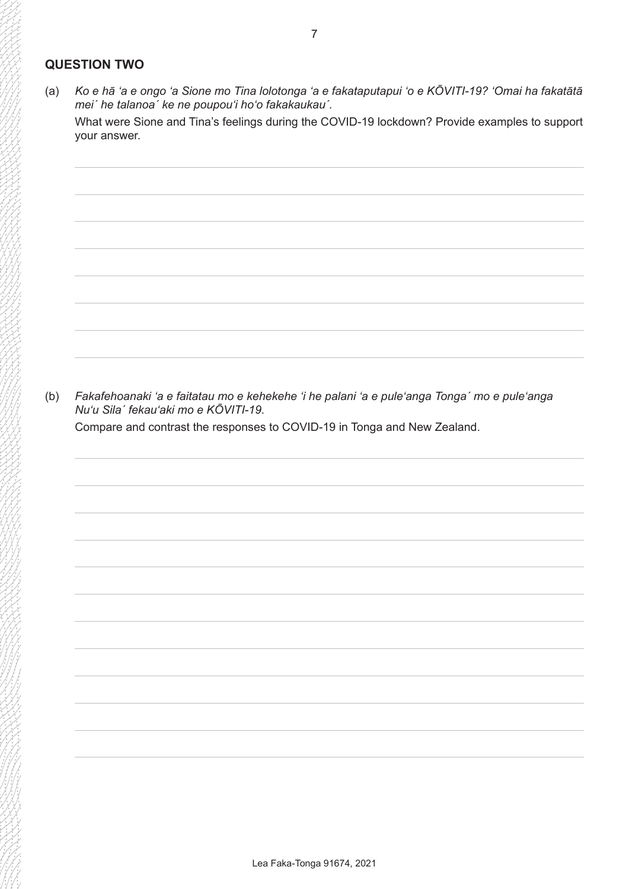## QUESTION TWO

(a) *Ko e hā ʻa e ongo ʻa Sione mo Tina lolotonga ʻa e fakataputapui ʻo e KŌVITI-19? ʻOmai ha fakatātā mei´ he talanoa´ ke ne poupouʻi hoʻo fakakaukau´.*

What were Sione and Tina's feelings during the COVID-19 lockdown? Provide examples to support your answer.

(b) *Fakafehoanaki ʻa e faitatau mo e kehekehe ʻi he palani ʻa e puleʻanga Tonga´ mo e puleʻanga Nuʻu Sila´ fekauʻaki mo e KŌVITI-19.*

Compare and contrast the responses to COVID-19 in Tonga and New Zealand.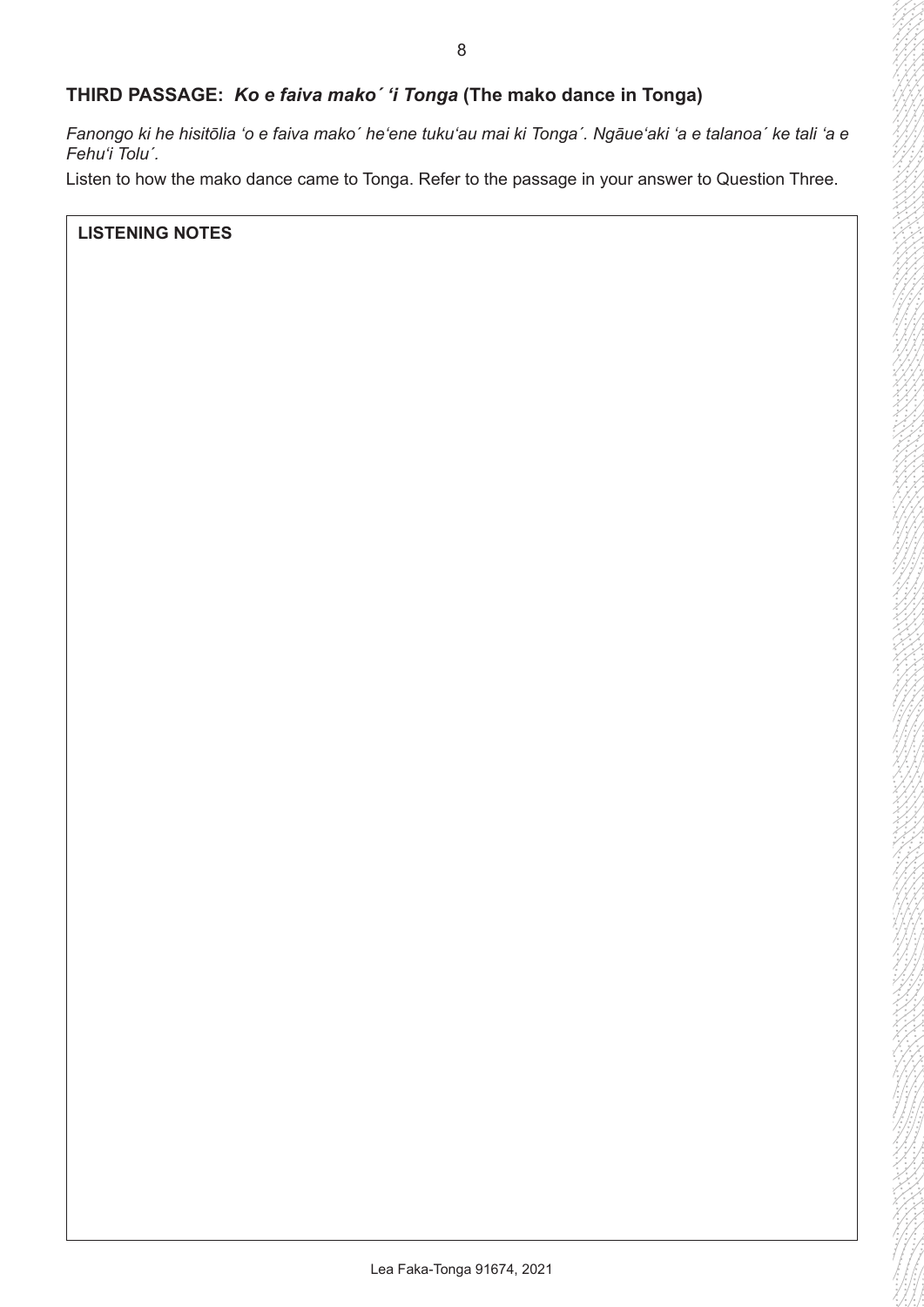## THIRD PASSAGE: *Ko e faiva mako´ ʻi Tonga* (The mako dance in Tonga)

*Fanongo ki he hisitōlia ʻo e faiva mako´ heʻene tukuʻau mai ki Tonga´. Ngāueʻaki ʻa e talanoa´ ke tali ʻa e Fehuʻi Tolu´.*

Listen to how the mako dance came to Tonga. Refer to the passage in your answer to Question Three.

**LISTENING NOTES**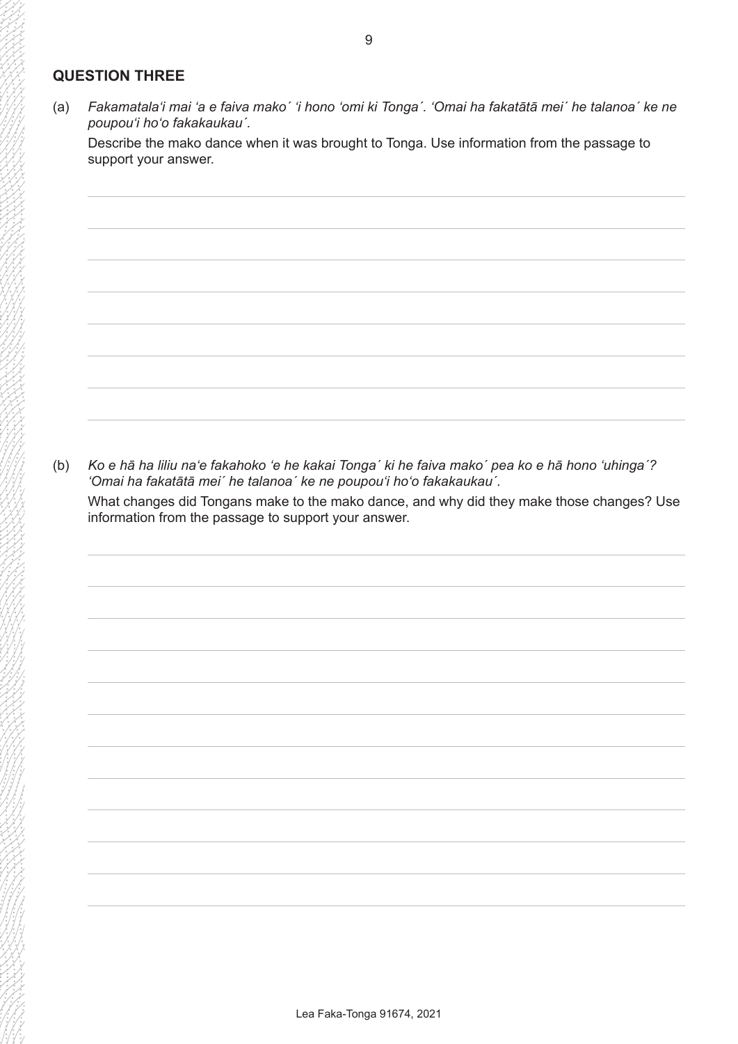## QUESTION THREE

(a) *Fakamatalaʻi mai ʻa e faiva mako´ ʻi hono ʻomi ki Tonga´. ʻOmai ha fakatātā mei´ he talanoa´ ke ne poupouʻi hoʻo fakakaukau´.*

Describe the mako dance when it was brought to Tonga. Use information from the passage to support your answer.

(b) *Ko e hā ha liliu naʻe fakahoko ʻe he kakai Tonga´ ki he faiva mako´ pea ko e hā hono ʻuhinga´? ʻOmai ha fakatātā mei´ he talanoa´ ke ne poupouʻi hoʻo fakakaukau´.*

What changes did Tongans make to the mako dance, and why did they make those changes? Use information from the passage to support your answer.

Lea Faka-Tonga 91674, 2021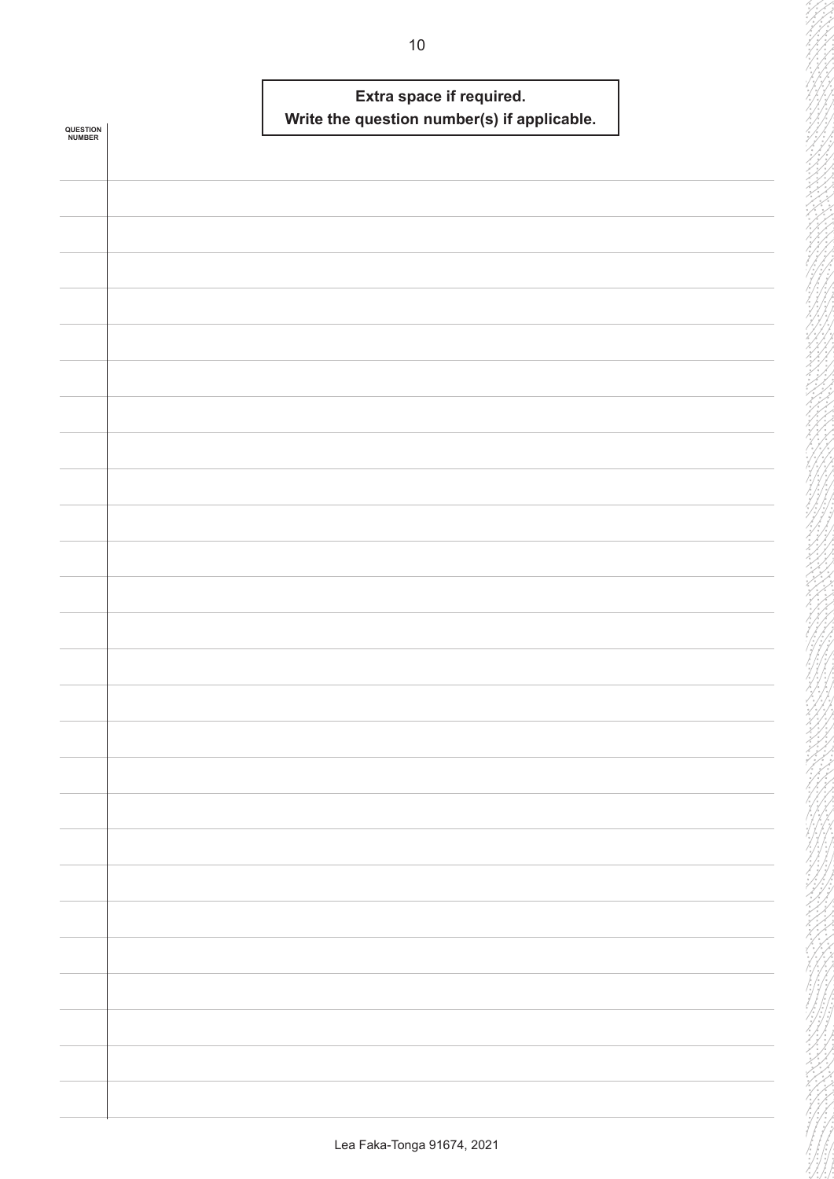**Extra space if required.**
**Write the question number(s) if applicable.**

QUESTION NUMBER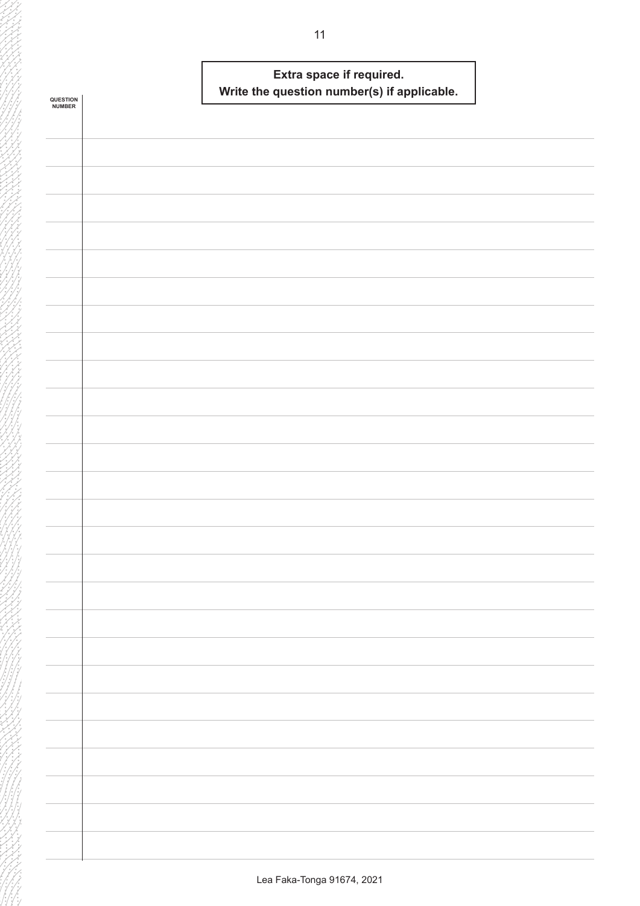**Extra space if required.**
**Write the question number(s) if applicable.**

QUESTION NUMBER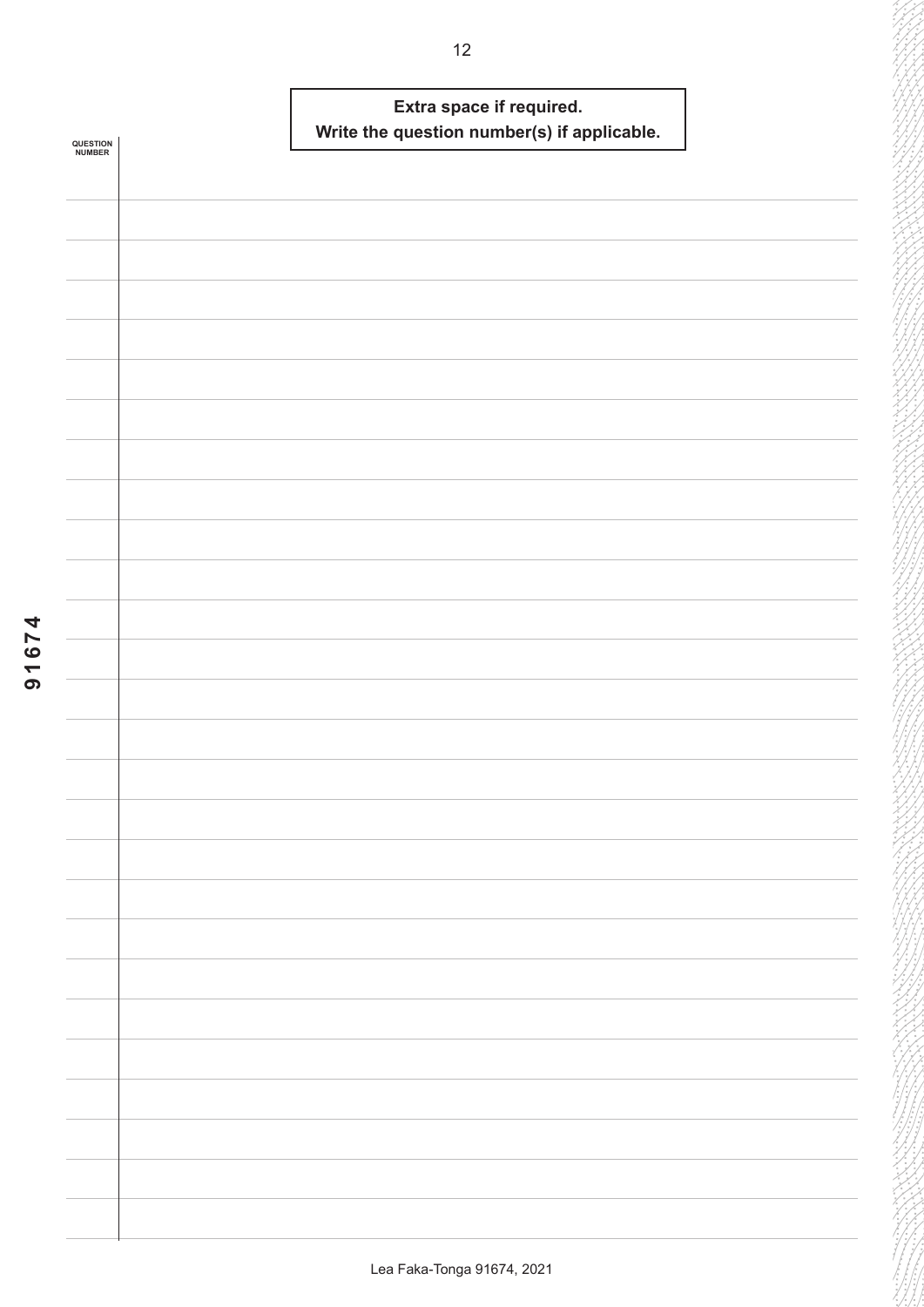**Extra space if required.**
**Write the question number(s) if applicable.**

QUESTION NUMBER

91674

Lea Faka-Tonga 91674, 2021